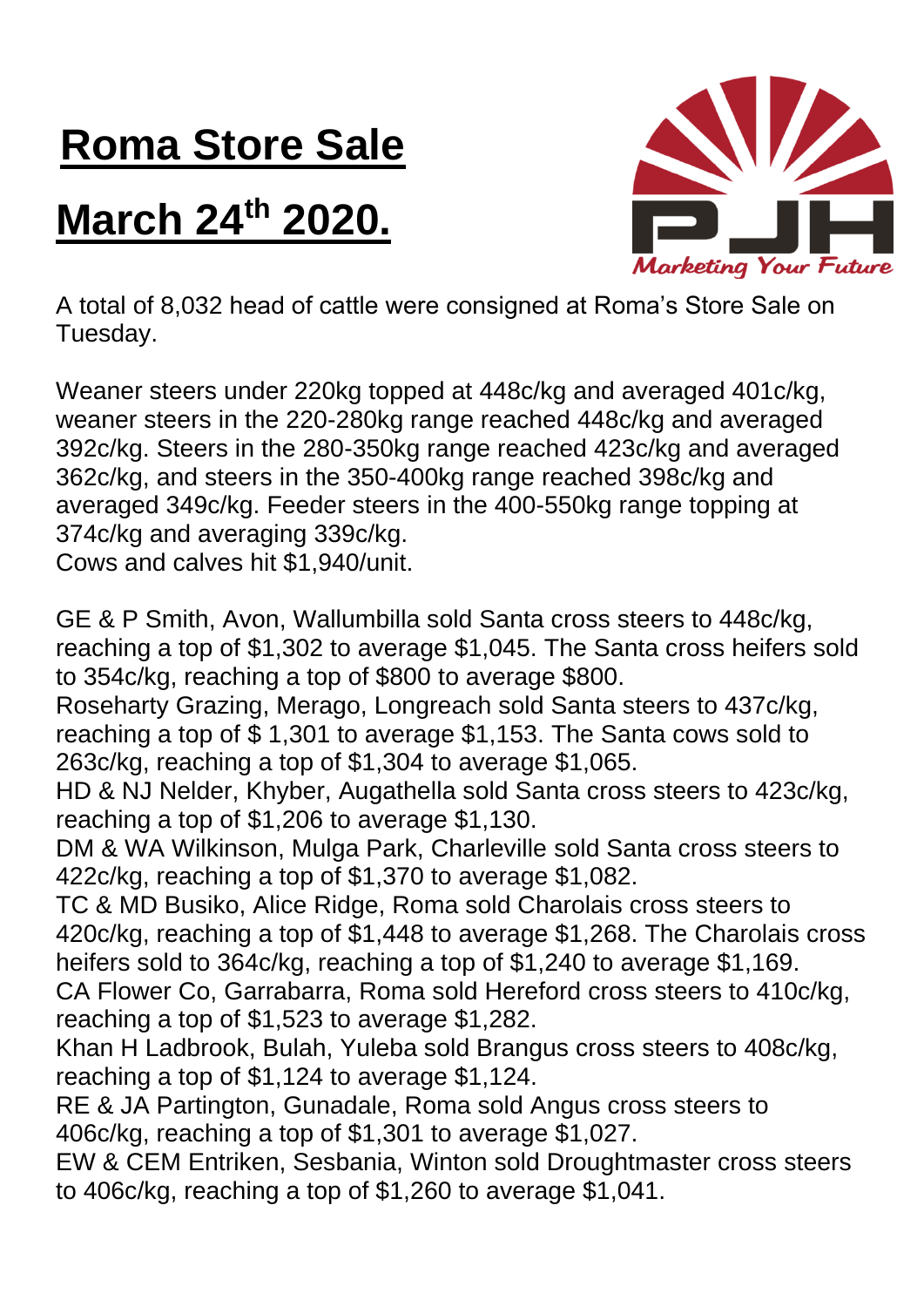# Roma Store Sale

# March 24th 2020.

A total of 8,032 head of cattle were consigned at Roma's Store Sale on Tuesday.

Weaner steers under 220kg topped at 448c/kg and averaged 401c/kg, weaner steers in the 220-280kg range reached 448c/kg and averaged 392c/kg. Steers in the 280-350kg range reached 423c/kg and averaged 362c/kg, and steers in the 350-400kg range reached 398c/kg and averaged 349c/kg. Feeder steers in the 400-550kg range topping at 374c/kg and averaging 339c/kg.
Cows and calves hit $1,940/unit.

GE & P Smith, Avon, Wallumbilla sold Santa cross steers to 448c/kg, reaching a top of $1,302 to average $1,045. The Santa cross heifers sold to 354c/kg, reaching a top of $800 to average $800.
Roseharty Grazing, Merago, Longreach sold Santa steers to 437c/kg, reaching a top of $ 1,301 to average $1,153. The Santa cows sold to 263c/kg, reaching a top of $1,304 to average $1,065.
HD & NJ Nelder, Khyber, Augathella sold Santa cross steers to 423c/kg, reaching a top of $1,206 to average $1,130.
DM & WA Wilkinson, Mulga Park, Charleville sold Santa cross steers to 422c/kg, reaching a top of $1,370 to average $1,082.
TC & MD Busiko, Alice Ridge, Roma sold Charolais cross steers to 420c/kg, reaching a top of $1,448 to average $1,268. The Charolais cross heifers sold to 364c/kg, reaching a top of $1,240 to average $1,169.
CA Flower Co, Garrabarra, Roma sold Hereford cross steers to 410c/kg, reaching a top of $1,523 to average $1,282.
Khan H Ladbrook, Bulah, Yuleba sold Brangus cross steers to 408c/kg, reaching a top of $1,124 to average $1,124.
RE & JA Partington, Gunadale, Roma sold Angus cross steers to 406c/kg, reaching a top of $1,301 to average $1,027.
EW & CEM Entriken, Sesbania, Winton sold Droughtmaster cross steers to 406c/kg, reaching a top of $1,260 to average $1,041.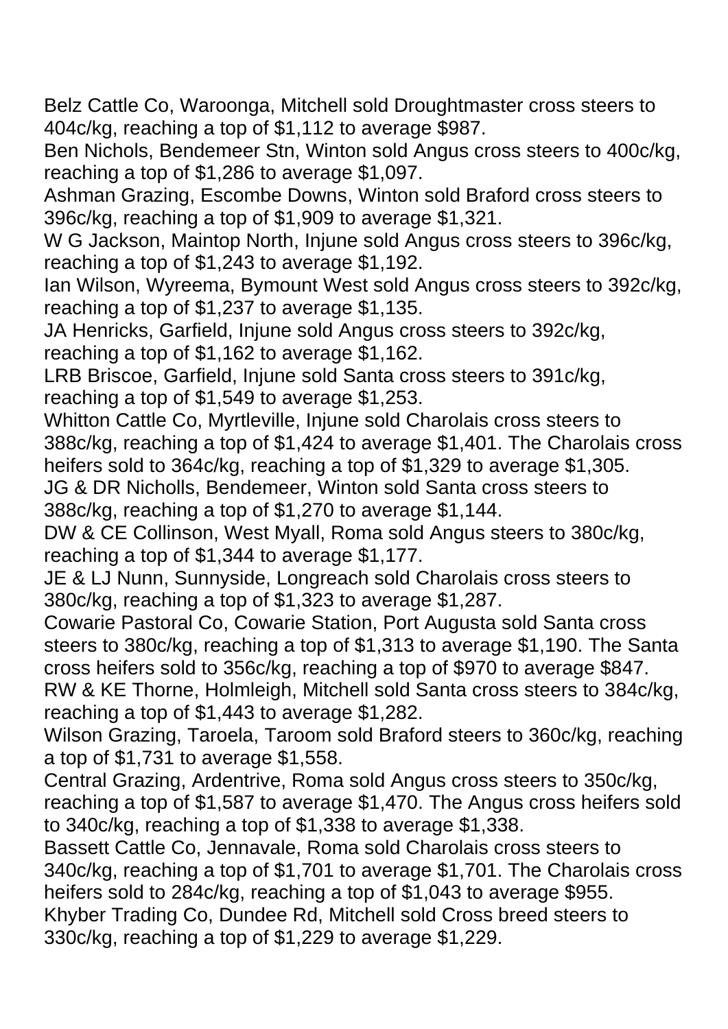Belz Cattle Co, Waroonga, Mitchell sold Droughtmaster cross steers to 404c/kg, reaching a top of $1,112 to average $987.

Ben Nichols, Bendemeer Stn, Winton sold Angus cross steers to 400c/kg, reaching a top of $1,286 to average $1,097.

Ashman Grazing, Escombe Downs, Winton sold Braford cross steers to 396c/kg, reaching a top of $1,909 to average $1,321.

W G Jackson, Maintop North, Injune sold Angus cross steers to 396c/kg, reaching a top of $1,243 to average $1,192.

Ian Wilson, Wyreema, Bymount West sold Angus cross steers to 392c/kg, reaching a top of $1,237 to average $1,135.

JA Henricks, Garfield, Injune sold Angus cross steers to 392c/kg, reaching a top of $1,162 to average $1,162.

LRB Briscoe, Garfield, Injune sold Santa cross steers to 391c/kg, reaching a top of $1,549 to average $1,253.

Whitton Cattle Co, Myrtleville, Injune sold Charolais cross steers to 388c/kg, reaching a top of $1,424 to average $1,401. The Charolais cross heifers sold to 364c/kg, reaching a top of $1,329 to average $1,305.

JG & DR Nicholls, Bendemeer, Winton sold Santa cross steers to 388c/kg, reaching a top of $1,270 to average $1,144.

DW & CE Collinson, West Myall, Roma sold Angus steers to 380c/kg, reaching a top of $1,344 to average $1,177.

JE & LJ Nunn, Sunnyside, Longreach sold Charolais cross steers to 380c/kg, reaching a top of $1,323 to average $1,287.

Cowarie Pastoral Co, Cowarie Station, Port Augusta sold Santa cross steers to 380c/kg, reaching a top of $1,313 to average $1,190. The Santa cross heifers sold to 356c/kg, reaching a top of $970 to average $847.

RW & KE Thorne, Holmleigh, Mitchell sold Santa cross steers to 384c/kg, reaching a top of $1,443 to average $1,282.

Wilson Grazing, Taroela, Taroom sold Braford steers to 360c/kg, reaching a top of $1,731 to average $1,558.

Central Grazing, Ardentrive, Roma sold Angus cross steers to 350c/kg, reaching a top of $1,587 to average $1,470. The Angus cross heifers sold to 340c/kg, reaching a top of $1,338 to average $1,338.

Bassett Cattle Co, Jennavale, Roma sold Charolais cross steers to 340c/kg, reaching a top of $1,701 to average $1,701. The Charolais cross heifers sold to 284c/kg, reaching a top of $1,043 to average $955.

Khyber Trading Co, Dundee Rd, Mitchell sold Cross breed steers to 330c/kg, reaching a top of $1,229 to average $1,229.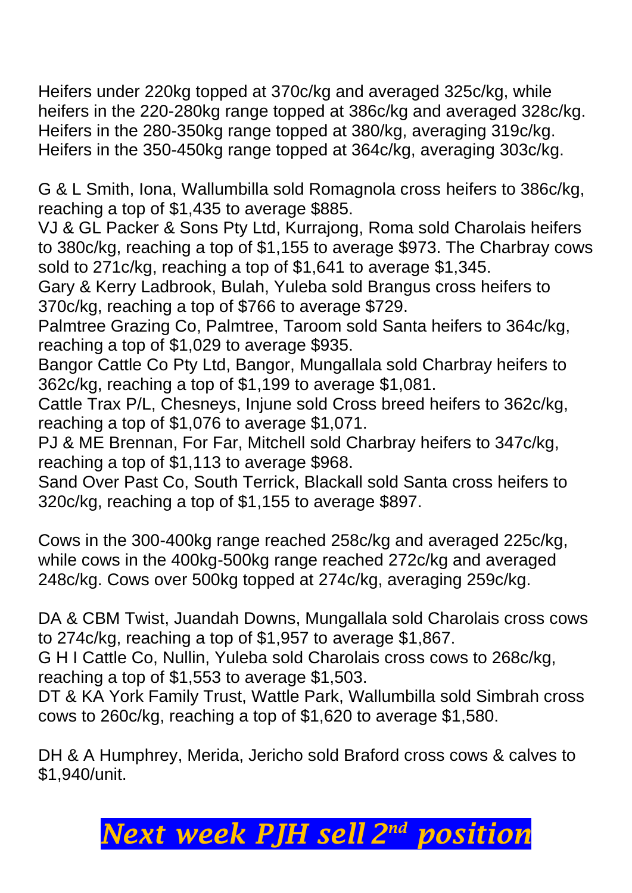Heifers under 220kg topped at 370c/kg and averaged 325c/kg, while heifers in the 220-280kg range topped at 386c/kg and averaged 328c/kg. Heifers in the 280-350kg range topped at 380/kg, averaging 319c/kg. Heifers in the 350-450kg range topped at 364c/kg, averaging 303c/kg.

G & L Smith, Iona, Wallumbilla sold Romagnola cross heifers to 386c/kg, reaching a top of $1,435 to average $885.
VJ & GL Packer & Sons Pty Ltd, Kurrajong, Roma sold Charolais heifers to 380c/kg, reaching a top of $1,155 to average $973. The Charbray cows sold to 271c/kg, reaching a top of $1,641 to average $1,345.
Gary & Kerry Ladbrook, Bulah, Yuleba sold Brangus cross heifers to 370c/kg, reaching a top of $766 to average $729.
Palmtree Grazing Co, Palmtree, Taroom sold Santa heifers to 364c/kg, reaching a top of $1,029 to average $935.
Bangor Cattle Co Pty Ltd, Bangor, Mungallala sold Charbray heifers to 362c/kg, reaching a top of $1,199 to average $1,081.
Cattle Trax P/L, Chesneys, Injune sold Cross breed heifers to 362c/kg, reaching a top of $1,076 to average $1,071.
PJ & ME Brennan, For Far, Mitchell sold Charbray heifers to 347c/kg, reaching a top of $1,113 to average $968.
Sand Over Past Co, South Terrick, Blackall sold Santa cross heifers to 320c/kg, reaching a top of $1,155 to average $897.

Cows in the 300-400kg range reached 258c/kg and averaged 225c/kg, while cows in the 400kg-500kg range reached 272c/kg and averaged 248c/kg. Cows over 500kg topped at 274c/kg, averaging 259c/kg.

DA & CBM Twist, Juandah Downs, Mungallala sold Charolais cross cows to 274c/kg, reaching a top of $1,957 to average $1,867.
G H I Cattle Co, Nullin, Yuleba sold Charolais cross cows to 268c/kg, reaching a top of $1,553 to average $1,503.
DT & KA York Family Trust, Wattle Park, Wallumbilla sold Simbrah cross cows to 260c/kg, reaching a top of $1,620 to average $1,580.

DH & A Humphrey, Merida, Jericho sold Braford cross cows & calves to $1,940/unit.

***Next week PJH sell 2nd position***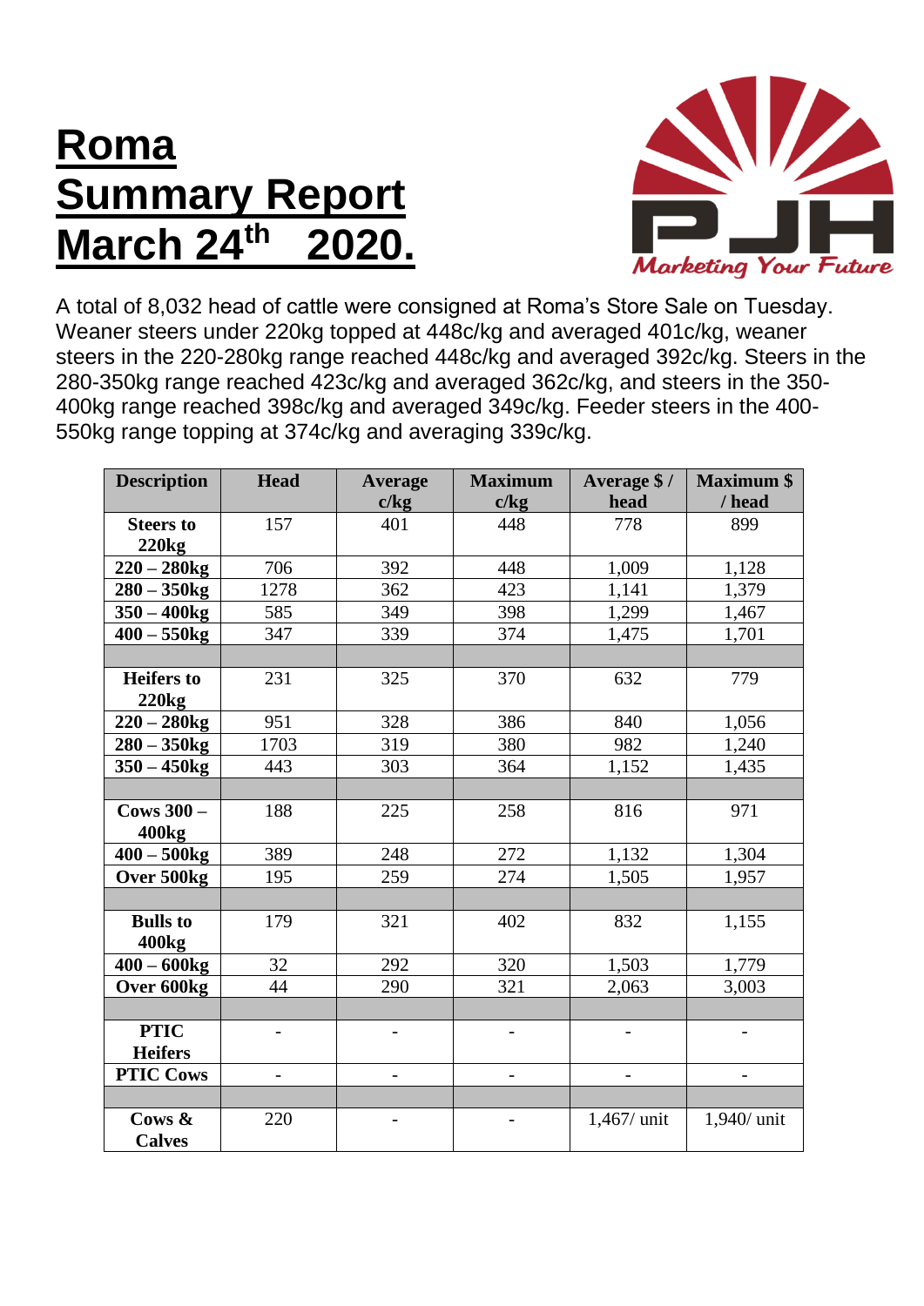# Roma Summary Report March 24th 2020.

Marketing Your Future

A total of 8,032 head of cattle were consigned at Roma's Store Sale on Tuesday. Weaner steers under 220kg topped at 448c/kg and averaged 401c/kg, weaner steers in the 220-280kg range reached 448c/kg and averaged 392c/kg. Steers in the 280-350kg range reached 423c/kg and averaged 362c/kg, and steers in the 350-400kg range reached 398c/kg and averaged 349c/kg. Feeder steers in the 400-550kg range topping at 374c/kg and averaging 339c/kg.

| Description | Head | Average c/kg | Maximum c/kg | Average $ / head | Maximum $ / head |
|---|---|---|---|---|---|
| **Steers to 220kg** | 157 | 401 | 448 | 778 | 899 |
| **220 – 280kg** | 706 | 392 | 448 | 1,009 | 1,128 |
| **280 – 350kg** | 1278 | 362 | 423 | 1,141 | 1,379 |
| **350 – 400kg** | 585 | 349 | 398 | 1,299 | 1,467 |
| **400 – 550kg** | 347 | 339 | 374 | 1,475 | 1,701 |
| | | | | | |
| **Heifers to 220kg** | 231 | 325 | 370 | 632 | 779 |
| **220 – 280kg** | 951 | 328 | 386 | 840 | 1,056 |
| **280 – 350kg** | 1703 | 319 | 380 | 982 | 1,240 |
| **350 – 450kg** | 443 | 303 | 364 | 1,152 | 1,435 |
| | | | | | |
| **Cows 300 – 400kg** | 188 | 225 | 258 | 816 | 971 |
| **400 – 500kg** | 389 | 248 | 272 | 1,132 | 1,304 |
| **Over 500kg** | 195 | 259 | 274 | 1,505 | 1,957 |
| | | | | | |
| **Bulls to 400kg** | 179 | 321 | 402 | 832 | 1,155 |
| **400 – 600kg** | 32 | 292 | 320 | 1,503 | 1,779 |
| **Over 600kg** | 44 | 290 | 321 | 2,063 | 3,003 |
| | | | | | |
| **PTIC Heifers** | - | - | - | - | - |
| **PTIC Cows** | - | - | - | - | - |
| | | | | | |
| **Cows & Calves** | 220 | - | - | 1,467/ unit | 1,940/ unit |